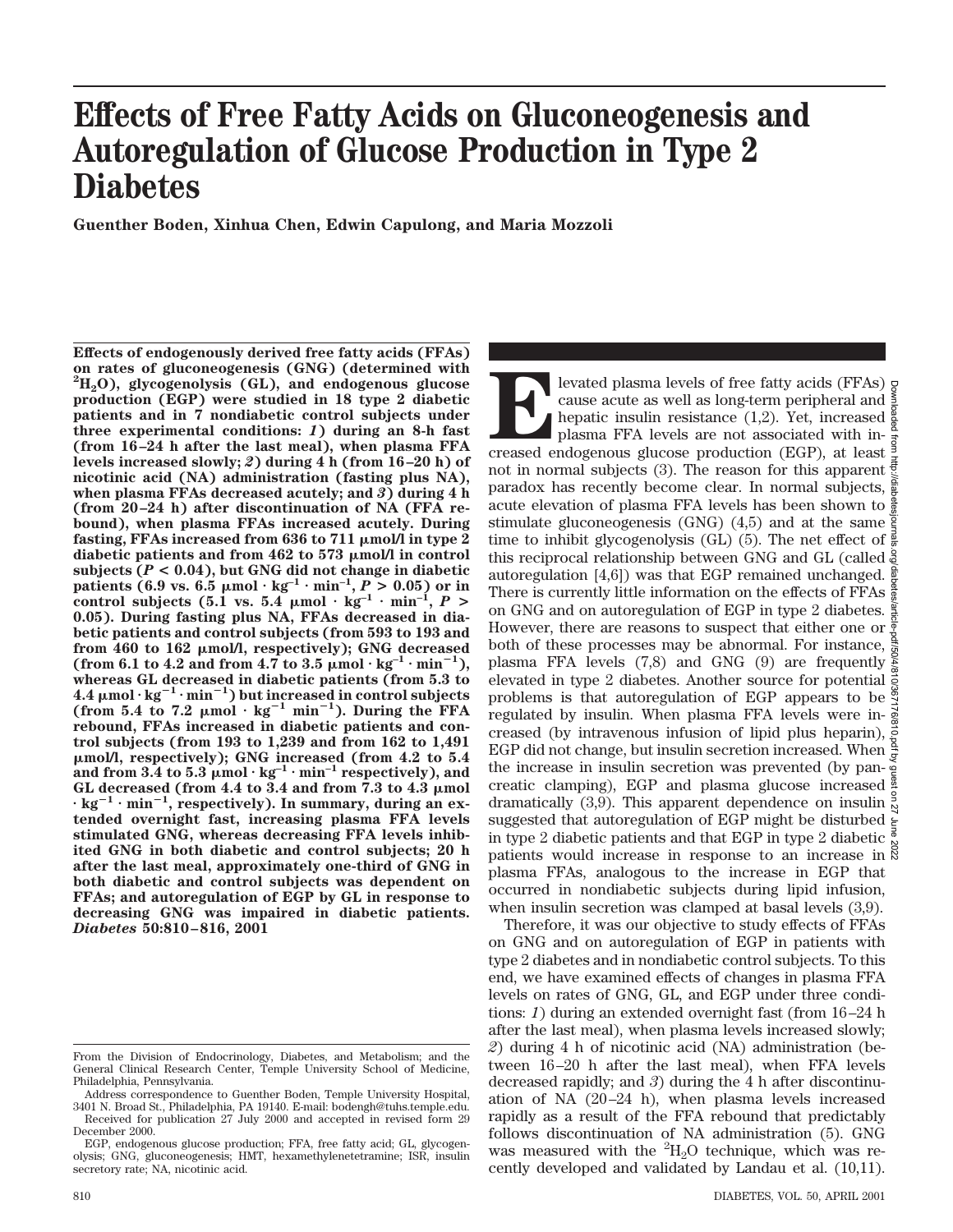# Effects of Free Fatty Acids on Gluconeogenesis and Autoregulation of Glucose Production in Type 2 Diabetes

**Guenther Boden, Xinhua Chen, Edwin Capulong, and Maria Mozzoli**

**Effects of endogenously derived free fatty acids (FFAs) on rates of gluconeogenesis (GNG) (determined with $^2H_2O$), glycogenolysis (GL), and endogenous glucose production (EGP) were studied in 18 type 2 diabetic patients and in 7 nondiabetic control subjects under three experimental conditions: *1*) during an 8-h fast (from 16–24 h after the last meal), when plasma FFA levels increased slowly; *2*) during 4 h (from 16–20 h) of nicotinic acid (NA) administration (fasting plus NA), when plasma FFAs decreased acutely; and *3*) during 4 h (from 20–24 h) after discontinuation of NA (FFA rebound), when plasma FFAs increased acutely. During fasting, FFAs increased from 636 to 711 μmol/l in type 2 diabetic patients and from 462 to 573 μmol/l in control subjects ($P < 0.04$), but GNG did not change in diabetic patients (6.9 vs. 6.5 $\mu mol \cdot kg^{-1} \cdot min^{-1}$, $P > 0.05$) or in control subjects (5.1 vs. 5.4 $\mu mol \cdot kg^{-1} \cdot min^{-1}$, $P > 0.05$). During fasting plus NA, FFAs decreased in diabetic patients and control subjects (from 593 to 193 and from 460 to 162 μmol/l, respectively); GNG decreased (from 6.1 to 4.2 and from 4.7 to 3.5 $\mu mol \cdot kg^{-1} \cdot min^{-1}$), whereas GL decreased in diabetic patients (from 5.3 to 4.4 $\mu mol \cdot kg^{-1} \cdot min^{-1}$) but increased in control subjects (from 5.4 to 7.2 $\mu mol \cdot kg^{-1}\ min^{-1}$). During the FFA rebound, FFAs increased in diabetic patients and control subjects (from 193 to 1,239 and from 162 to 1,491 μmol/l, respectively); GNG increased (from 4.2 to 5.4 and from 3.4 to 5.3 $\mu mol \cdot kg^{-1} \cdot min^{-1}$ respectively), and GL decreased (from 4.4 to 3.4 and from 7.3 to 4.3 $\mu mol \cdot kg^{-1} \cdot min^{-1}$, respectively). In summary, during an extended overnight fast, increasing plasma FFA levels stimulated GNG, whereas decreasing FFA levels inhibited GNG in both diabetic and control subjects; 20 h after the last meal, approximately one-third of GNG in both diabetic and control subjects was dependent on FFAs; and autoregulation of EGP by GL in response to decreasing GNG was impaired in diabetic patients.** ***Diabetes* 50:810–816, 2001**

Elevated plasma levels of free fatty acids (FFAs) cause acute as well as long-term peripheral and hepatic insulin resistance (1,2). Yet, increased plasma FFA levels are not associated with increased endogenous glucose production (EGP), at least not in normal subjects (3). The reason for this apparent paradox has recently become clear. In normal subjects, acute elevation of plasma FFA levels has been shown to stimulate gluconeogenesis (GNG) (4,5) and at the same time to inhibit glycogenolysis (GL) (5). The net effect of this reciprocal relationship between GNG and GL (called autoregulation [4,6]) was that EGP remained unchanged. There is currently little information on the effects of FFAs on GNG and on autoregulation of EGP in type 2 diabetes. However, there are reasons to suspect that either one or both of these processes may be abnormal. For instance, plasma FFA levels (7,8) and GNG (9) are frequently elevated in type 2 diabetes. Another source for potential problems is that autoregulation of EGP appears to be regulated by insulin. When plasma FFA levels were increased (by intravenous infusion of lipid plus heparin), EGP did not change, but insulin secretion increased. When the increase in insulin secretion was prevented (by pancreatic clamping), EGP and plasma glucose increased dramatically (3,9). This apparent dependence on insulin suggested that autoregulation of EGP might be disturbed in type 2 diabetic patients and that EGP in type 2 diabetic patients would increase in response to an increase in plasma FFAs, analogous to the increase in EGP that occurred in nondiabetic subjects during lipid infusion, when insulin secretion was clamped at basal levels (3,9).

Therefore, it was our objective to study effects of FFAs on GNG and on autoregulation of EGP in patients with type 2 diabetes and in nondiabetic control subjects. To this end, we have examined effects of changes in plasma FFA levels on rates of GNG, GL, and EGP under three conditions: *1*) during an extended overnight fast (from 16–24 h after the last meal), when plasma levels increased slowly; *2*) during 4 h of nicotinic acid (NA) administration (between 16–20 h after the last meal), when FFA levels decreased rapidly; and *3*) during the 4 h after discontinuation of NA (20–24 h), when plasma levels increased rapidly as a result of the FFA rebound that predictably follows discontinuation of NA administration (5). GNG was measured with the $^2H_2O$ technique, which was recently developed and validated by Landau et al. (10,11).

From the Division of Endocrinology, Diabetes, and Metabolism; and the General Clinical Research Center, Temple University School of Medicine, Philadelphia, Pennsylvania.

Address correspondence to Guenther Boden, Temple University Hospital, 3401 N. Broad St., Philadelphia, PA 19140. E-mail: bodengh@tuhs.temple.edu.

Received for publication 27 July 2000 and accepted in revised form 29 December 2000.

EGP, endogenous glucose production; FFA, free fatty acid; GL, glycogenolysis; GNG, gluconeogenesis; HMT, hexamethylenetetramine; ISR, insulin secretory rate; NA, nicotinic acid.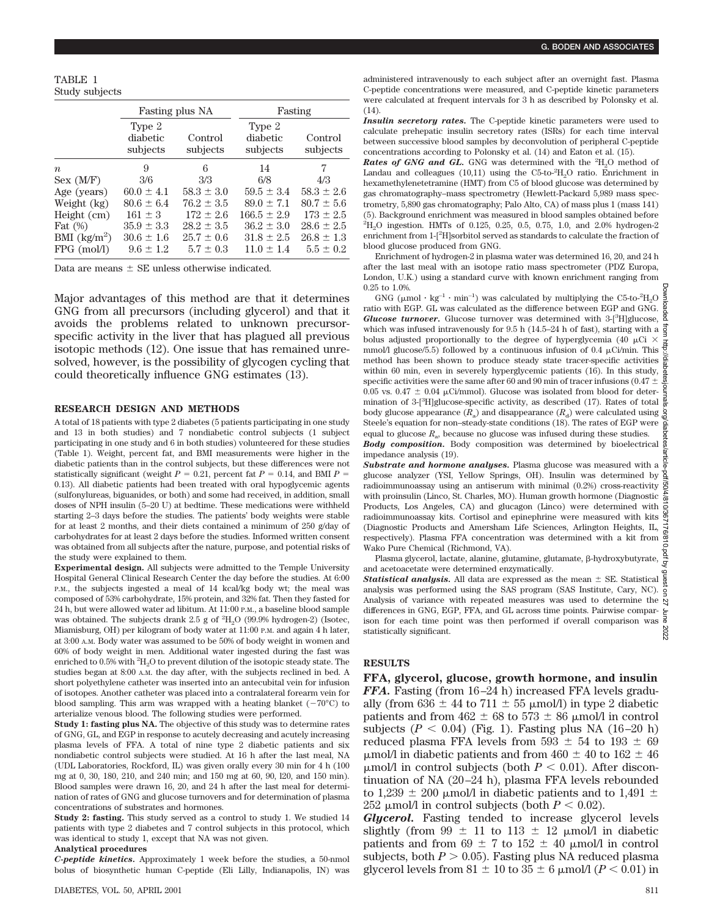TABLE 1
Study subjects

| | Fasting plus NA | | Fasting | |
|---|---|---|---|---|
| | Type 2 diabetic subjects | Control subjects | Type 2 diabetic subjects | Control subjects |
| $n$ | 9 | 6 | 14 | 7 |
| Sex (M/F) | 3/6 | 3/3 | 6/8 | 4/3 |
| Age (years) | 60.0 ± 4.1 | 58.3 ± 3.0 | 59.5 ± 3.4 | 58.3 ± 2.6 |
| Weight (kg) | 80.6 ± 6.4 | 76.2 ± 3.5 | 89.0 ± 7.1 | 80.7 ± 5.6 |
| Height (cm) | 161 ± 3 | 172 ± 2.6 | 166.5 ± 2.9 | 173 ± 2.5 |
| Fat (%) | 35.9 ± 3.3 | 28.2 ± 3.5 | 36.2 ± 3.0 | 28.6 ± 2.5 |
| BMI (kg/m$^2$) | 30.6 ± 1.6 | 25.7 ± 0.6 | 31.8 ± 2.5 | 26.8 ± 1.3 |
| FPG (mol/l) | 9.6 ± 1.2 | 5.7 ± 0.3 | 11.0 ± 1.4 | 5.5 ± 0.2 |

Data are means ± SE unless otherwise indicated.

Major advantages of this method are that it determines GNG from all precursors (including glycerol) and that it avoids the problems related to unknown precursor-specific activity in the liver that has plagued all previous isotopic methods (12). One issue that has remained unresolved, however, is the possibility of glycogen cycling that could theoretically influence GNG estimates (13).

## RESEARCH DESIGN AND METHODS

A total of 18 patients with type 2 diabetes (5 patients participating in one study and 13 in both studies) and 7 nondiabetic control subjects (1 subject participating in one study and 6 in both studies) volunteered for these studies (Table 1). Weight, percent fat, and BMI measurements were higher in the diabetic patients than in the control subjects, but these differences were not statistically significant (weight $P = 0.21$, percent fat $P = 0.14$, and BMI $P = 0.13$). All diabetic patients had been treated with oral hypoglycemic agents (sulfonylureas, biguanides, or both) and some had received, in addition, small doses of NPH insulin (5–20 U) at bedtime. These medications were withheld starting 2–3 days before the studies. The patients' body weights were stable for at least 2 months, and their diets contained a minimum of 250 g/day of carbohydrates for at least 2 days before the studies. Informed written consent was obtained from all subjects after the nature, purpose, and potential risks of the study were explained to them.

**Experimental design.** All subjects were admitted to the Temple University Hospital General Clinical Research Center the day before the studies. At 6:00 P.M., the subjects ingested a meal of 14 kcal/kg body wt; the meal was composed of 53% carbohydrate, 15% protein, and 32% fat. Then they fasted for 24 h, but were allowed water ad libitum. At 11:00 P.M., a baseline blood sample was obtained. The subjects drank 2.5 g of $^2H_2O$ (99.9% hydrogen-2) (Isotec, Miamisburg, OH) per kilogram of body water at 11:00 P.M. and again 4 h later, at 3:00 A.M. Body water was assumed to be 50% of body weight in women and 60% of body weight in men. Additional water ingested during the fast was enriched to 0.5% with $^2H_2O$ to prevent dilution of the isotopic steady state. The studies began at 8:00 A.M. the day after, with the subjects reclined in bed. A short polyethylene catheter was inserted into an antecubital vein for infusion of isotopes. Another catheter was placed into a contralateral forearm vein for blood sampling. This arm was wrapped with a heating blanket (−70°C) to arterialize venous blood. The following studies were performed.

**Study 1: fasting plus NA.** The objective of this study was to determine rates of GNG, GL, and EGP in response to acutely decreasing and acutely increasing plasma levels of FFA. A total of nine type 2 diabetic patients and six nondiabetic control subjects were studied. At 16 h after the last meal, NA (UDL Laboratories, Rockford, IL) was given orally every 30 min for 4 h (100 mg at 0, 30, 180, 210, and 240 min; and 150 mg at 60, 90, 120, and 150 min). Blood samples were drawn 16, 20, and 24 h after the last meal for determination of rates of GNG and glucose turnovers and for determination of plasma concentrations of substrates and hormones.

**Study 2: fasting.** This study served as a control to study 1. We studied 14 patients with type 2 diabetes and 7 control subjects in this protocol, which was identical to study 1, except that NA was not given.

**Analytical procedures**

***C-peptide kinetics.*** Approximately 1 week before the studies, a 50-nmol bolus of biosynthetic human C-peptide (Eli Lilly, Indianapolis, IN) was administered intravenously to each subject after an overnight fast. Plasma C-peptide concentrations were measured, and C-peptide kinetic parameters were calculated at frequent intervals for 3 h as described by Polonsky et al. (14).

***Insulin secretory rates.*** The C-peptide kinetic parameters were used to calculate prehepatic insulin secretory rates (ISRs) for each time interval between successive blood samples by deconvolution of peripheral C-peptide concentrations according to Polonsky et al. (14) and Eaton et al. (15).

***Rates of GNG and GL.*** GNG was determined with the $^2H_2O$ method of Landau and colleagues (10,11) using the C5-to-$^2H_2O$ ratio. Enrichment in hexamethylenetetramine (HMT) from C5 of blood glucose was determined by gas chromatography–mass spectrometry (Hewlett-Packard 5,989 mass spectrometry, 5,890 gas chromatography; Palo Alto, CA) of mass plus 1 (mass 141) (5). Background enrichment was measured in blood samples obtained before $^2H_2O$ ingestion. HMTs of 0.125, 0.25, 0.5, 0.75, 1.0, and 2.0% hydrogen-2 enrichment from 1-[$^2$H]sorbitol served as standards to calculate the fraction of blood glucose produced from GNG.

Enrichment of hydrogen-2 in plasma water was determined 16, 20, and 24 h after the last meal with an isotope ratio mass spectrometer (PDZ Europa, London, U.K.) using a standard curve with known enrichment ranging from 0.25 to 1.0%.

GNG (μmol · kg$^{-1}$ · min$^{-1}$) was calculated by multiplying the C5-to-$^2H_2O$ ratio with EGP. GL was calculated as the difference between EGP and GNG.

***Glucose turnover.*** Glucose turnover was determined with 3-[$^3$H]glucose, which was infused intravenously for 9.5 h (14.5–24 h of fast), starting with a bolus adjusted proportionally to the degree of hyperglycemia (40 μCi × mmol/l glucose/5.5) followed by a continuous infusion of 0.4 μCi/min. This method has been shown to produce steady state tracer-specific activities within 60 min, even in severely hyperglycemic patients (16). In this study, specific activities were the same after 60 and 90 min of tracer infusions (0.47 ± 0.05 vs. 0.47 ± 0.04 μCi/mmol). Glucose was isolated from blood for determination of 3-[$^3$H]glucose-specific activity, as described (17). Rates of total body glucose appearance ($R_a$) and disappearance ($R_d$) were calculated using Steele's equation for non–steady-state conditions (18). The rates of EGP were equal to glucose $R_a$, because no glucose was infused during these studies.

***Body composition.*** Body composition was determined by bioelectrical impedance analysis (19).

***Substrate and hormone analyses.*** Plasma glucose was measured with a glucose analyzer (YSI, Yellow Springs, OH). Insulin was determined by radioimmunoassay using an antiserum with minimal (0.2%) cross-reactivity with proinsulin (Linco, St. Charles, MO). Human growth hormone (Diagnostic Products, Los Angeles, CA) and glucagon (Linco) were determined with radioimmunoassay kits. Cortisol and epinephrine were measured with kits (Diagnostic Products and Amersham Life Sciences, Arlington Heights, IL, respectively). Plasma FFA concentration was determined with a kit from Wako Pure Chemical (Richmond, VA).

Plasma glycerol, lactate, alanine, glutamine, glutamate, β-hydroxybutyrate, and acetoacetate were determined enzymatically.

***Statistical analysis.*** All data are expressed as the mean ± SE. Statistical analysis was performed using the SAS program (SAS Institute, Cary, NC). Analysis of variance with repeated measures was used to determine the differences in GNG, EGP, FFA, and GL across time points. Pairwise comparison for each time point was then performed if overall comparison was statistically significant.

## RESULTS

### FFA, glycerol, glucose, growth hormone, and insulin

***FFA.*** Fasting (from 16–24 h) increased FFA levels gradually (from 636 ± 44 to 711 ± 55 μmol/l) in type 2 diabetic patients and from 462 ± 68 to 573 ± 86 μmol/l in control subjects ($P < 0.04$) (Fig. 1). Fasting plus NA (16–20 h) reduced plasma FFA levels from 593 ± 54 to 193 ± 69 μmol/l in diabetic patients and from 460 ± 40 to 162 ± 46 μmol/l in control subjects (both $P < 0.01$). After discontinuation of NA (20–24 h), plasma FFA levels rebounded to 1,239 ± 200 μmol/l in diabetic patients and to 1,491 ± 252 μmol/l in control subjects (both $P < 0.02$).

***Glycerol.*** Fasting tended to increase glycerol levels slightly (from 99 ± 11 to 113 ± 12 μmol/l in diabetic patients and from 69 ± 7 to 152 ± 40 μmol/l in control subjects, both $P > 0.05$). Fasting plus NA reduced plasma glycerol levels from 81 ± 10 to 35 ± 6 μmol/l ($P < 0.01$) in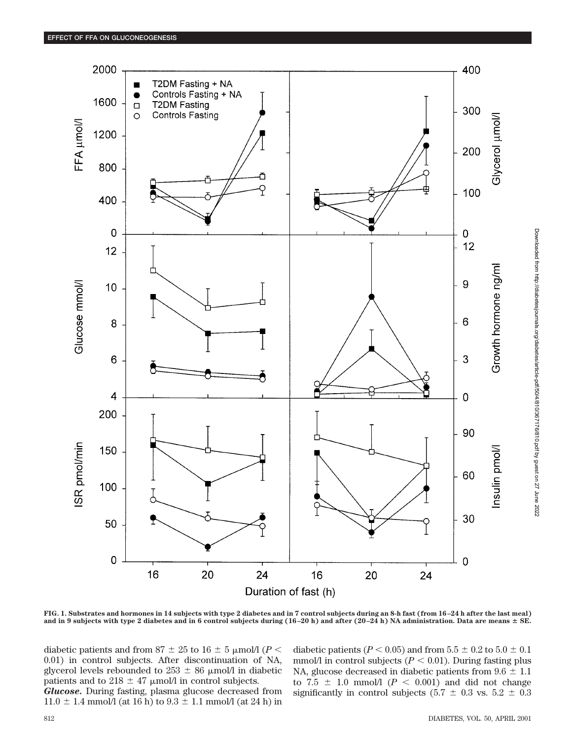FIG. 1. Substrates and hormones in 14 subjects with type 2 diabetes and in 7 control subjects during an 8-h fast (from 16–24 h after the last meal) and in 9 subjects with type 2 diabetes and in 6 control subjects during (16–20 h) and after (20–24 h) NA administration. Data are means ± SE.

diabetic patients and from 87 ± 25 to 16 ± 5 μmol/l ($P < 0.01$) in control subjects. After discontinuation of NA, glycerol levels rebounded to 253 ± 86 μmol/l in diabetic patients and to 218 ± 47 μmol/l in control subjects.

***Glucose.*** During fasting, plasma glucose decreased from 11.0 ± 1.4 mmol/l (at 16 h) to 9.3 ± 1.1 mmol/l (at 24 h) in diabetic patients ($P < 0.05$) and from 5.5 ± 0.2 to 5.0 ± 0.1 mmol/l in control subjects ($P < 0.01$). During fasting plus NA, glucose decreased in diabetic patients from 9.6 ± 1.1 to 7.5 ± 1.0 mmol/l ($P < 0.001$) and did not change significantly in control subjects (5.7 ± 0.3 vs. 5.2 ± 0.3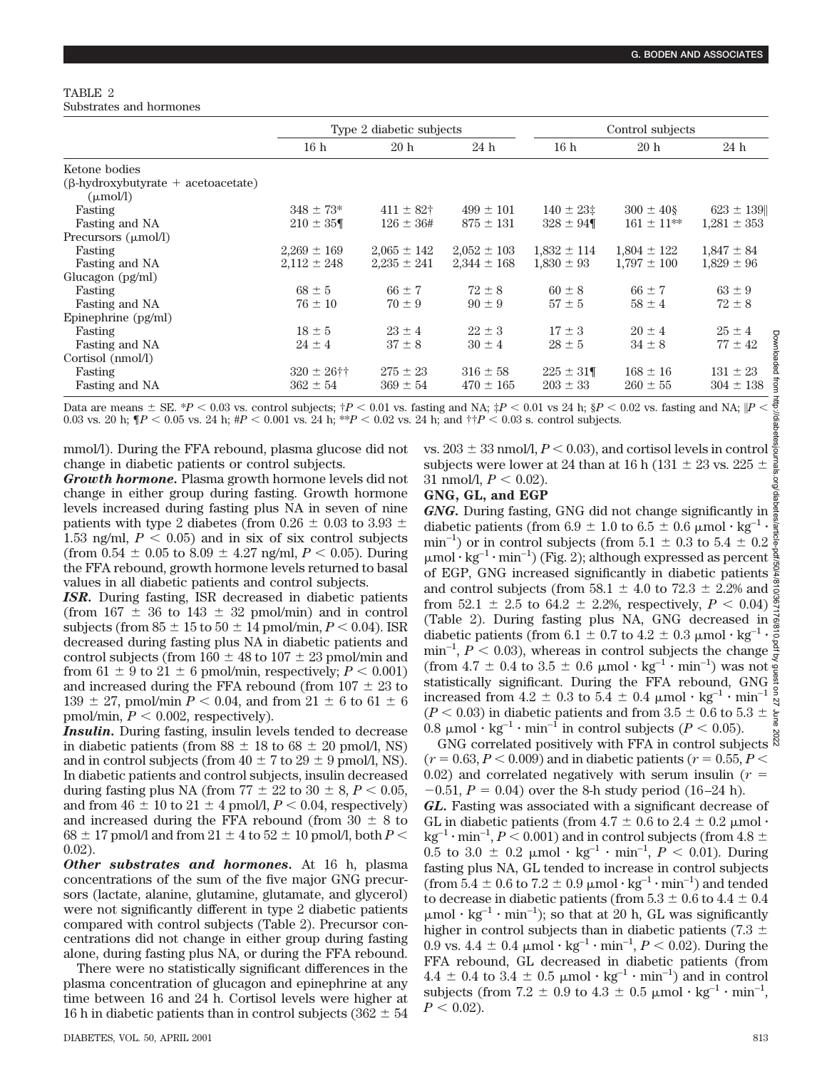TABLE 2
Substrates and hormones

| | Type 2 diabetic subjects | | | Control subjects | | |
|---|---|---|---|---|---|---|
| | 16 h | 20 h | 24 h | 16 h | 20 h | 24 h |
| Ketone bodies (β-hydroxybutyrate + acetoacetate) (μmol/l) | | | | | | |
| Fasting | 348 ± 73* | 411 ± 82† | 499 ± 101 | 140 ± 23‡ | 300 ± 40§ | 623 ± 139‖ |
| Fasting and NA | 210 ± 35¶ | 126 ± 36# | 875 ± 131 | 328 ± 94¶ | 161 ± 11** | 1,281 ± 353 |
| Precursors (μmol/l) | | | | | | |
| Fasting | 2,269 ± 169 | 2,065 ± 142 | 2,052 ± 103 | 1,832 ± 114 | 1,804 ± 122 | 1,847 ± 84 |
| Fasting and NA | 2,112 ± 248 | 2,235 ± 241 | 2,344 ± 168 | 1,830 ± 93 | 1,797 ± 100 | 1,829 ± 96 |
| Glucagon (pg/ml) | | | | | | |
| Fasting | 68 ± 5 | 66 ± 7 | 72 ± 8 | 60 ± 8 | 66 ± 7 | 63 ± 9 |
| Fasting and NA | 76 ± 10 | 70 ± 9 | 90 ± 9 | 57 ± 5 | 58 ± 4 | 72 ± 8 |
| Epinephrine (pg/ml) | | | | | | |
| Fasting | 18 ± 5 | 23 ± 4 | 22 ± 3 | 17 ± 3 | 20 ± 4 | 25 ± 4 |
| Fasting and NA | 24 ± 4 | 37 ± 8 | 30 ± 4 | 28 ± 5 | 34 ± 8 | 77 ± 42 |
| Cortisol (nmol/l) | | | | | | |
| Fasting | 320 ± 26†† | 275 ± 23 | 316 ± 58 | 225 ± 31¶ | 168 ± 16 | 131 ± 23 |
| Fasting and NA | 362 ± 54 | 369 ± 54 | 470 ± 165 | 203 ± 33 | 260 ± 55 | 304 ± 138 |

Data are means ± SE. *$P < 0.03$ vs. control subjects; †$P < 0.01$ vs. fasting and NA; ‡$P < 0.01$ vs 24 h; §$P < 0.02$ vs. fasting and NA; ‖$P < 0.03$ vs. 20 h; ¶$P < 0.05$ vs. 24 h; #$P < 0.001$ vs. 24 h; **$P < 0.02$ vs. 24 h; and ††$P < 0.03$ s. control subjects.

mmol/l). During the FFA rebound, plasma glucose did not change in diabetic patients or control subjects.

***Growth hormone.*** Plasma growth hormone levels did not change in either group during fasting. Growth hormone levels increased during fasting plus NA in seven of nine patients with type 2 diabetes (from 0.26 ± 0.03 to 3.93 ± 1.53 ng/ml, $P < 0.05$) and in six of six control subjects (from 0.54 ± 0.05 to 8.09 ± 4.27 ng/ml, $P < 0.05$). During the FFA rebound, growth hormone levels returned to basal values in all diabetic patients and control subjects.

***ISR.*** During fasting, ISR decreased in diabetic patients (from 167 ± 36 to 143 ± 32 pmol/min) and in control subjects (from 85 ± 15 to 50 ± 14 pmol/min, $P < 0.04$). ISR decreased during fasting plus NA in diabetic patients and control subjects (from 160 ± 48 to 107 ± 23 pmol/min and from 61 ± 9 to 21 ± 6 pmol/min, respectively; $P < 0.001$) and increased during the FFA rebound (from 107 ± 23 to 139 ± 27, pmol/min $P < 0.04$, and from 21 ± 6 to 61 ± 6 pmol/min, $P < 0.002$, respectively).

***Insulin.*** During fasting, insulin levels tended to decrease in diabetic patients (from 88 ± 18 to 68 ± 20 pmol/l, NS) and in control subjects (from 40 ± 7 to 29 ± 9 pmol/l, NS). In diabetic patients and control subjects, insulin decreased during fasting plus NA (from 77 ± 22 to 30 ± 8, $P < 0.05$, and from 46 ± 10 to 21 ± 4 pmol/l, $P < 0.04$, respectively) and increased during the FFA rebound (from 30 ± 8 to 68 ± 17 pmol/l and from 21 ± 4 to 52 ± 10 pmol/l, both $P < 0.02$).

***Other substrates and hormones.*** At 16 h, plasma concentrations of the sum of the five major GNG precursors (lactate, alanine, glutamine, glutamate, and glycerol) were not significantly different in type 2 diabetic patients compared with control subjects (Table 2). Precursor concentrations did not change in either group during fasting alone, during fasting plus NA, or during the FFA rebound.

There were no statistically significant differences in the plasma concentration of glucagon and epinephrine at any time between 16 and 24 h. Cortisol levels were higher at 16 h in diabetic patients than in control subjects (362 ± 54 vs. 203 ± 33 nmol/l, $P < 0.03$), and cortisol levels in control subjects were lower at 24 than at 16 h (131 ± 23 vs. 225 ± 31 nmol/l, $P < 0.02$).

### GNG, GL, and EGP

***GNG.*** During fasting, GNG did not change significantly in diabetic patients (from 6.9 ± 1.0 to 6.5 ± 0.6 $\mu mol \cdot kg^{-1} \cdot min^{-1}$) or in control subjects (from 5.1 ± 0.3 to 5.4 ± 0.2 $\mu mol \cdot kg^{-1} \cdot min^{-1}$) (Fig. 2); although expressed as percent of EGP, GNG increased significantly in diabetic patients and control subjects (from 58.1 ± 4.0 to 72.3 ± 2.2% and from 52.1 ± 2.5 to 64.2 ± 2.2%, respectively, $P < 0.04$) (Table 2). During fasting plus NA, GNG decreased in diabetic patients (from 6.1 ± 0.7 to 4.2 ± 0.3 $\mu mol \cdot kg^{-1} \cdot min^{-1}$, $P < 0.03$), whereas in control subjects the change (from 4.7 ± 0.4 to 3.5 ± 0.6 $\mu mol \cdot kg^{-1} \cdot min^{-1}$) was not statistically significant. During the FFA rebound, GNG increased from 4.2 ± 0.3 to 5.4 ± 0.4 $\mu mol \cdot kg^{-1} \cdot min^{-1}$ ($P < 0.03$) in diabetic patients and from 3.5 ± 0.6 to 5.3 ± 0.8 $\mu mol \cdot kg^{-1} \cdot min^{-1}$ in control subjects ($P < 0.05$).

GNG correlated positively with FFA in control subjects ($r = 0.63$, $P < 0.009$) and in diabetic patients ($r = 0.55$, $P < 0.02$) and correlated negatively with serum insulin ($r = -0.51$, $P = 0.04$) over the 8-h study period (16–24 h).

***GL.*** Fasting was associated with a significant decrease of GL in diabetic patients (from 4.7 ± 0.6 to 2.4 ± 0.2 $\mu mol \cdot kg^{-1} \cdot min^{-1}$, $P < 0.001$) and in control subjects (from 4.8 ± 0.5 to 3.0 ± 0.2 $\mu mol \cdot kg^{-1} \cdot min^{-1}$, $P < 0.01$). During fasting plus NA, GL tended to increase in control subjects (from 5.4 ± 0.6 to 7.2 ± 0.9 $\mu mol \cdot kg^{-1} \cdot min^{-1}$) and tended to decrease in diabetic patients (from 5.3 ± 0.6 to 4.4 ± 0.4 $\mu mol \cdot kg^{-1} \cdot min^{-1}$); so that at 20 h, GL was significantly higher in control subjects than in diabetic patients (7.3 ± 0.9 vs. 4.4 ± 0.4 $\mu mol \cdot kg^{-1} \cdot min^{-1}$, $P < 0.02$). During the FFA rebound, GL decreased in diabetic patients (from 4.4 ± 0.4 to 3.4 ± 0.5 $\mu mol \cdot kg^{-1} \cdot min^{-1}$) and in control subjects (from 7.2 ± 0.9 to 4.3 ± 0.5 $\mu mol \cdot kg^{-1} \cdot min^{-1}$, $P < 0.02$).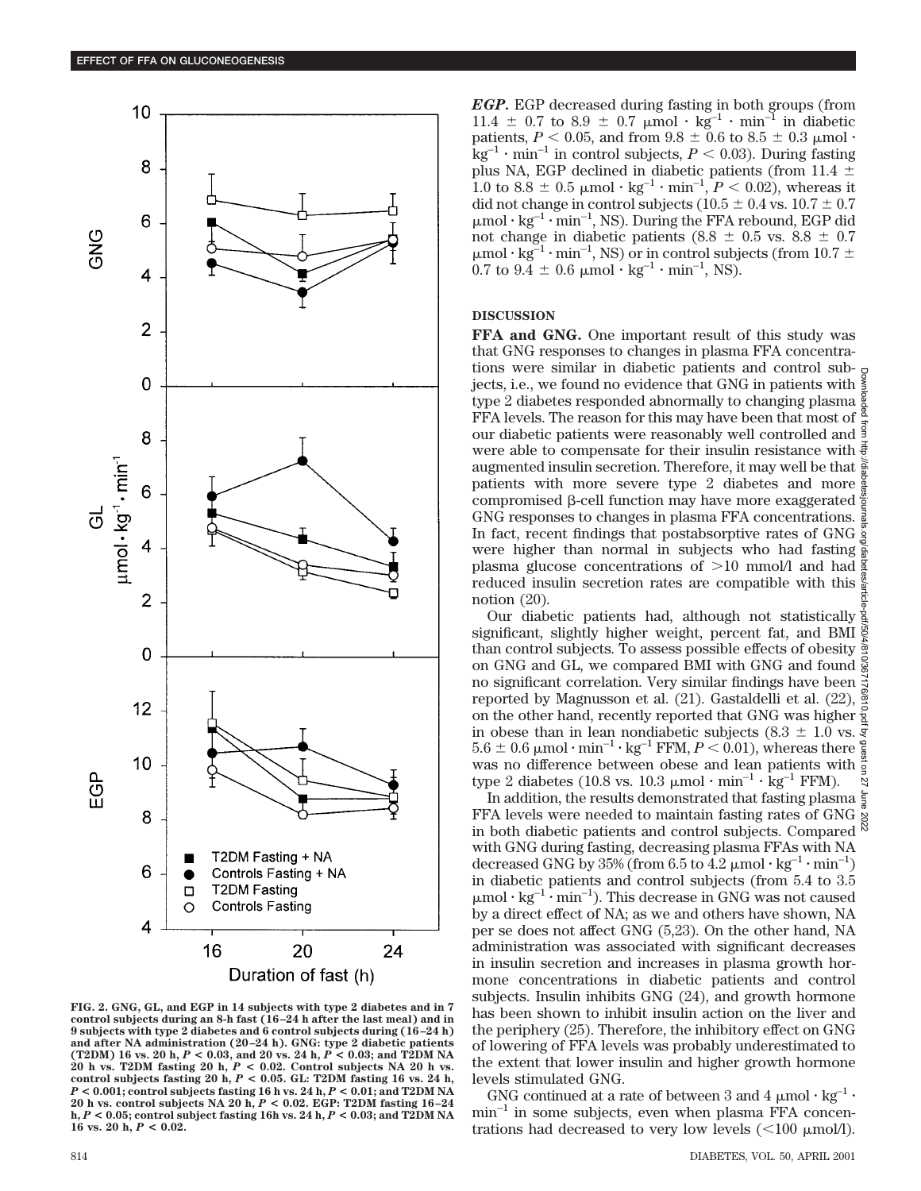FIG. 2. GNG, GL, and EGP in 14 subjects with type 2 diabetes and in 7 control subjects during an 8-h fast (16–24 h after the last meal) and in 9 subjects with type 2 diabetes and 6 control subjects during (16–24 h) and after NA administration (20–24 h). GNG: type 2 diabetic patients (T2DM) 16 vs. 20 h, $P < 0.03$, and 20 vs. 24 h, $P < 0.03$; and T2DM NA 20 h vs. T2DM fasting 20 h, $P < 0.02$. Control subjects NA 20 h vs. control subjects fasting 20 h, $P < 0.05$. GL: T2DM fasting 16 vs. 24 h, $P < 0.001$; control subjects fasting 16 h vs. 24 h, $P < 0.01$; and T2DM NA 20 h vs. control subjects NA 20 h, $P < 0.02$. EGP: T2DM fasting 16–24 h, $P < 0.05$; control subject fasting 16h vs. 24 h, $P < 0.03$; and T2DM NA 16 vs. 20 h, $P < 0.02$.

***EGP.*** EGP decreased during fasting in both groups (from $11.4 \pm 0.7$ to $8.9 \pm 0.7$ $\mu mol \cdot kg^{-1} \cdot min^{-1}$ in diabetic patients, $P < 0.05$, and from $9.8 \pm 0.6$ to $8.5 \pm 0.3$ $\mu mol \cdot kg^{-1} \cdot min^{-1}$ in control subjects, $P < 0.03$). During fasting plus NA, EGP declined in diabetic patients (from $11.4 \pm 1.0$ to $8.8 \pm 0.5$ $\mu mol \cdot kg^{-1} \cdot min^{-1}$, $P < 0.02$), whereas it did not change in control subjects ($10.5 \pm 0.4$ vs. $10.7 \pm 0.7$ $\mu mol \cdot kg^{-1} \cdot min^{-1}$, NS). During the FFA rebound, EGP did not change in diabetic patients ($8.8 \pm 0.5$ vs. $8.8 \pm 0.7$ $\mu mol \cdot kg^{-1} \cdot min^{-1}$, NS) or in control subjects (from $10.7 \pm 0.7$ to $9.4 \pm 0.6$ $\mu mol \cdot kg^{-1} \cdot min^{-1}$, NS).

## DISCUSSION

**FFA and GNG.** One important result of this study was that GNG responses to changes in plasma FFA concentrations were similar in diabetic patients and control subjects, i.e., we found no evidence that GNG in patients with type 2 diabetes responded abnormally to changing plasma FFA levels. The reason for this may have been that most of our diabetic patients were reasonably well controlled and were able to compensate for their insulin resistance with augmented insulin secretion. Therefore, it may well be that patients with more severe type 2 diabetes and more compromised β-cell function may have more exaggerated GNG responses to changes in plasma FFA concentrations. In fact, recent findings that postabsorptive rates of GNG were higher than normal in subjects who had fasting plasma glucose concentrations of >10 mmol/l and had reduced insulin secretion rates are compatible with this notion (20).

Our diabetic patients had, although not statistically significant, slightly higher weight, percent fat, and BMI than control subjects. To assess possible effects of obesity on GNG and GL, we compared BMI with GNG and found no significant correlation. Very similar findings have been reported by Magnusson et al. (21). Gastaldelli et al. (22), on the other hand, recently reported that GNG was higher in obese than in lean nondiabetic subjects ($8.3 \pm 1.0$ vs. $5.6 \pm 0.6$ $\mu mol \cdot min^{-1} \cdot kg^{-1}$ FFM, $P < 0.01$), whereas there was no difference between obese and lean patients with type 2 diabetes (10.8 vs. 10.3 $\mu mol \cdot min^{-1} \cdot kg^{-1}$ FFM).

In addition, the results demonstrated that fasting plasma FFA levels were needed to maintain fasting rates of GNG in both diabetic patients and control subjects. Compared with GNG during fasting, decreasing plasma FFAs with NA decreased GNG by 35% (from 6.5 to 4.2 $\mu mol \cdot kg^{-1} \cdot min^{-1}$) in diabetic patients and control subjects (from 5.4 to 3.5 $\mu mol \cdot kg^{-1} \cdot min^{-1}$). This decrease in GNG was not caused by a direct effect of NA; as we and others have shown, NA per se does not affect GNG (5,23). On the other hand, NA administration was associated with significant decreases in insulin secretion and increases in plasma growth hormone concentrations in diabetic patients and control subjects. Insulin inhibits GNG (24), and growth hormone has been shown to inhibit insulin action on the liver and the periphery (25). Therefore, the inhibitory effect on GNG of lowering of FFA levels was probably underestimated to the extent that lower insulin and higher growth hormone levels stimulated GNG.

GNG continued at a rate of between 3 and 4 $\mu mol \cdot kg^{-1} \cdot min^{-1}$ in some subjects, even when plasma FFA concentrations had decreased to very low levels (<100 $\mu$mol/l).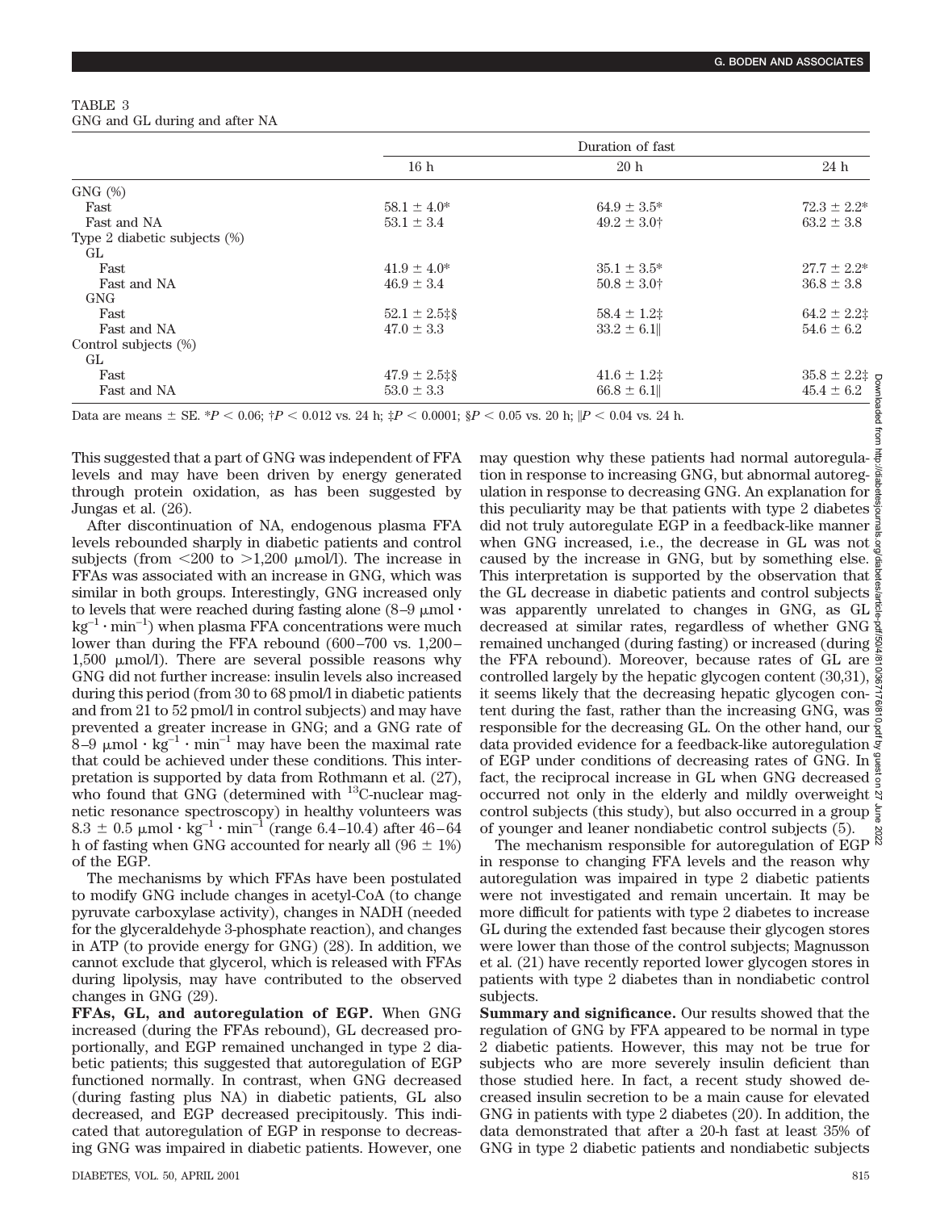TABLE 3
GNG and GL during and after NA

| | Duration of fast | | |
|---|---|---|---|
| | 16 h | 20 h | 24 h |
| GNG (%) | | | |
| Fast | 58.1 ± 4.0* | 64.9 ± 3.5* | 72.3 ± 2.2* |
| Fast and NA | 53.1 ± 3.4 | 49.2 ± 3.0† | 63.2 ± 3.8 |
| Type 2 diabetic subjects (%) | | | |
| GL | | | |
| Fast | 41.9 ± 4.0* | 35.1 ± 3.5* | 27.7 ± 2.2* |
| Fast and NA | 46.9 ± 3.4 | 50.8 ± 3.0† | 36.8 ± 3.8 |
| GNG | | | |
| Fast | 52.1 ± 2.5‡§ | 58.4 ± 1.2‡ | 64.2 ± 2.2‡ |
| Fast and NA | 47.0 ± 3.3 | 33.2 ± 6.1‖ | 54.6 ± 6.2 |
| Control subjects (%) | | | |
| GL | | | |
| Fast | 47.9 ± 2.5‡§ | 41.6 ± 1.2‡ | 35.8 ± 2.2‡ |
| Fast and NA | 53.0 ± 3.3 | 66.8 ± 6.1‖ | 45.4 ± 6.2 |

Data are means ± SE. *$P < 0.06$; †$P < 0.012$ vs. 24 h; ‡$P < 0.0001$; §$P < 0.05$ vs. 20 h; ‖$P < 0.04$ vs. 24 h.

This suggested that a part of GNG was independent of FFA levels and may have been driven by energy generated through protein oxidation, as has been suggested by Jungas et al. (26).

After discontinuation of NA, endogenous plasma FFA levels rebounded sharply in diabetic patients and control subjects (from <200 to >1,200 μmol/l). The increase in FFAs was associated with an increase in GNG, which was similar in both groups. Interestingly, GNG increased only to levels that were reached during fasting alone (8–9 $\mu mol \cdot kg^{-1} \cdot min^{-1}$) when plasma FFA concentrations were much lower than during the FFA rebound (600–700 vs. 1,200–1,500 μmol/l). There are several possible reasons why GNG did not further increase: insulin levels also increased during this period (from 30 to 68 pmol/l in diabetic patients and from 21 to 52 pmol/l in control subjects) and may have prevented a greater increase in GNG; and a GNG rate of 8–9 $\mu mol \cdot kg^{-1} \cdot min^{-1}$ may have been the maximal rate that could be achieved under these conditions. This interpretation is supported by data from Rothmann et al. (27), who found that GNG (determined with $^{13}C$-nuclear magnetic resonance spectroscopy) in healthy volunteers was 8.3 ± 0.5 $\mu mol \cdot kg^{-1} \cdot min^{-1}$ (range 6.4–10.4) after 46–64 h of fasting when GNG accounted for nearly all (96 ± 1%) of the EGP.

The mechanisms by which FFAs have been postulated to modify GNG include changes in acetyl-CoA (to change pyruvate carboxylase activity), changes in NADH (needed for the glyceraldehyde 3-phosphate reaction), and changes in ATP (to provide energy for GNG) (28). In addition, we cannot exclude that glycerol, which is released with FFAs during lipolysis, may have contributed to the observed changes in GNG (29).

**FFAs, GL, and autoregulation of EGP.** When GNG increased (during the FFAs rebound), GL decreased proportionally, and EGP remained unchanged in type 2 diabetic patients; this suggested that autoregulation of EGP functioned normally. In contrast, when GNG decreased (during fasting plus NA) in diabetic patients, GL also decreased, and EGP decreased precipitously. This indicated that autoregulation of EGP in response to decreasing GNG was impaired in diabetic patients. However, one may question why these patients had normal autoregulation in response to increasing GNG, but abnormal autoregulation in response to decreasing GNG. An explanation for this peculiarity may be that patients with type 2 diabetes did not truly autoregulate EGP in a feedback-like manner when GNG increased, i.e., the decrease in GL was not caused by the increase in GNG, but by something else. This interpretation is supported by the observation that the GL decrease in diabetic patients and control subjects was apparently unrelated to changes in GNG, as GL decreased at similar rates, regardless of whether GNG remained unchanged (during fasting) or increased (during the FFA rebound). Moreover, because rates of GL are controlled largely by the hepatic glycogen content (30,31), it seems likely that the decreasing hepatic glycogen content during the fast, rather than the increasing GNG, was responsible for the decreasing GL. On the other hand, our data provided evidence for a feedback-like autoregulation of EGP under conditions of decreasing rates of GNG. In fact, the reciprocal increase in GL when GNG decreased occurred not only in the elderly and mildly overweight control subjects (this study), but also occurred in a group of younger and leaner nondiabetic control subjects (5).

The mechanism responsible for autoregulation of EGP in response to changing FFA levels and the reason why autoregulation was impaired in type 2 diabetic patients were not investigated and remain uncertain. It may be more difficult for patients with type 2 diabetes to increase GL during the extended fast because their glycogen stores were lower than those of the control subjects; Magnusson et al. (21) have recently reported lower glycogen stores in patients with type 2 diabetes than in nondiabetic control subjects.

**Summary and significance.** Our results showed that the regulation of GNG by FFA appeared to be normal in type 2 diabetic patients. However, this may not be true for subjects who are more severely insulin deficient than those studied here. In fact, a recent study showed decreased insulin secretion to be a main cause for elevated GNG in patients with type 2 diabetes (20). In addition, the data demonstrated that after a 20-h fast at least 35% of GNG in type 2 diabetic patients and nondiabetic subjects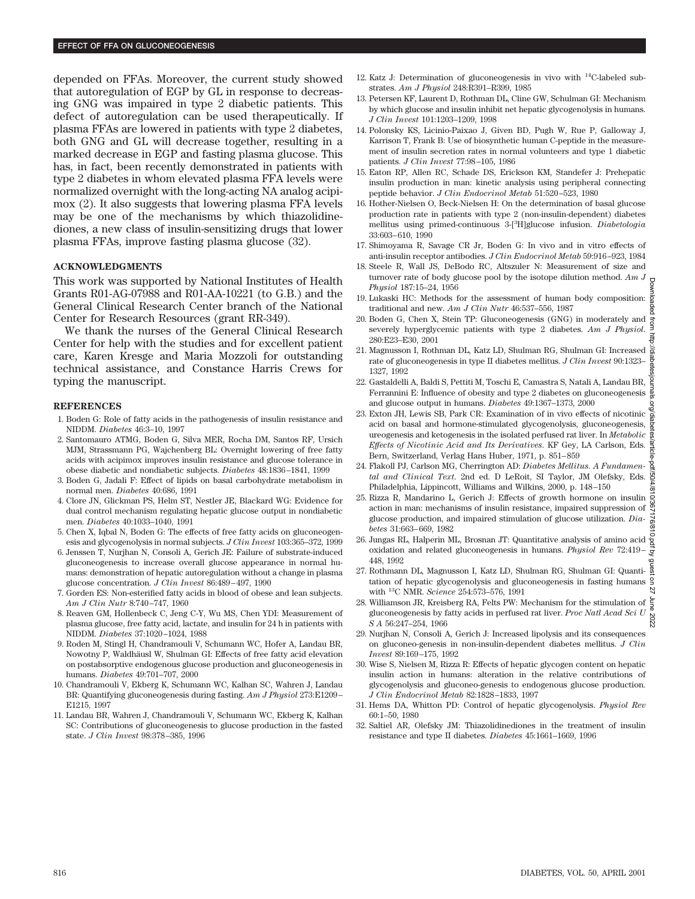depended on FFAs. Moreover, the current study showed that autoregulation of EGP by GL in response to decreasing GNG was impaired in type 2 diabetic patients. This defect of autoregulation can be used therapeutically. If plasma FFAs are lowered in patients with type 2 diabetes, both GNG and GL will decrease together, resulting in a marked decrease in EGP and fasting plasma glucose. This has, in fact, been recently demonstrated in patients with type 2 diabetes in whom elevated plasma FFA levels were normalized overnight with the long-acting NA analog acipimox (2). It also suggests that lowering plasma FFA levels may be one of the mechanisms by which thiazolidinediones, a new class of insulin-sensitizing drugs that lower plasma FFAs, improve fasting plasma glucose (32).

## ACKNOWLEDGMENTS

This work was supported by National Institutes of Health Grants R01-AG-07988 and R01-AA-10221 (to G.B.) and the General Clinical Research Center branch of the National Center for Research Resources (grant RR-349).

We thank the nurses of the General Clinical Research Center for help with the studies and for excellent patient care, Karen Kresge and Maria Mozzoli for outstanding technical assistance, and Constance Harris Crews for typing the manuscript.

## REFERENCES

1. Boden G: Role of fatty acids in the pathogenesis of insulin resistance and NIDDM. *Diabetes* 46:3–10, 1997
2. Santomauro ATMG, Boden G, Silva MER, Rocha DM, Santos RF, Ursich MJM, Strassmann PG, Wajchenberg BL: Overnight lowering of free fatty acids with acipimox improves insulin resistance and glucose tolerance in obese diabetic and nondiabetic subjects. *Diabetes* 48:1836–1841, 1999
3. Boden G, Jadali F: Effect of lipids on basal carbohydrate metabolism in normal men. *Diabetes* 40:686, 1991
4. Clore JN, Glickman PS, Helm ST, Nestler JE, Blackard WG: Evidence for dual control mechanism regulating hepatic glucose output in nondiabetic men. *Diabetes* 40:1033–1040, 1991
5. Chen X, Iqbal N, Boden G: The effects of free fatty acids on gluconeogenesis and glycogenolysis in normal subjects. *J Clin Invest* 103:365–372, 1999
6. Jenssen T, Nurjhan N, Consoli A, Gerich JE: Failure of substrate-induced gluconeogenesis to increase overall glucose appearance in normal humans: demonstration of hepatic autoregulation without a change in plasma glucose concentration. *J Clin Invest* 86:489–497, 1990
7. Gorden ES: Non-esterified fatty acids in blood of obese and lean subjects. *Am J Clin Nutr* 8:740–747, 1960
8. Reaven GM, Hollenbeck C, Jeng C-Y, Wu MS, Chen YDI: Measurement of plasma glucose, free fatty acid, lactate, and insulin for 24 h in patients with NIDDM. *Diabetes* 37:1020–1024, 1988
9. Roden M, Stingl H, Chandramouli V, Schumann WC, Hofer A, Landau BR, Nowotny P, Waldhäusl W, Shulman GI: Effects of free fatty acid elevation on postabsorptive endogenous glucose production and gluconeogenesis in humans. *Diabetes* 49:701–707, 2000
10. Chandramouli V, Ekberg K, Schumann WC, Kalhan SC, Wahren J, Landau BR: Quantifying gluconeogenesis during fasting. *Am J Physiol* 273:E1209–E1215, 1997
11. Landau BR, Wahren J, Chandramouli V, Schumann WC, Ekberg K, Kalhan SC: Contributions of gluconeogenesis to glucose production in the fasted state. *J Clin Invest* 98:378–385, 1996
12. Katz J: Determination of gluconeogenesis in vivo with $^{14}$C-labeled substrates. *Am J Physiol* 248:R391–R399, 1985
13. Petersen KF, Laurent D, Rothman DL, Cline GW, Shulman GI: Mechanism by which glucose and insulin inhibit net hepatic glycogenolysis in humans. *J Clin Invest* 101:1203–1209, 1998
14. Polonsky KS, Licinio-Paixao J, Given BD, Pugh W, Rue P, Galloway J, Karrison T, Frank B: Use of biosynthetic human C-peptide in the measurement of insulin secretion rates in normal volunteers and type 1 diabetic patients. *J Clin Invest* 77:98–105, 1986
15. Eaton RP, Allen RC, Schade DS, Erickson KM, Standefer J: Prehepatic insulin production in man: kinetic analysis using peripheral connecting peptide behavior. *J Clin Endocrinol Metab* 51:520–523, 1980
16. Hother-Nielsen O, Beck-Nielsen H: On the determination of basal glucose production rate in patients with type 2 (non-insulin-dependent) diabetes mellitus using primed-continuous 3-[$^3$H]glucose infusion. *Diabetologia* 33:603–610, 1990
17. Shimoyama R, Savage CR Jr, Boden G: In vivo and in vitro effects of anti-insulin receptor antibodies. *J Clin Endocrinol Metab* 59:916–923, 1984
18. Steele R, Wall JS, DeBodo RC, Altszuler N: Measurement of size and turnover rate of body glucose pool by the isotope dilution method. *Am J Physiol* 187:15–24, 1956
19. Lukaski HC: Methods for the assessment of human body composition: traditional and new. *Am J Clin Nutr* 46:537–556, 1987
20. Boden G, Chen X, Stein TP: Gluconeogenesis (GNG) in moderately and severely hyperglycemic patients with type 2 diabetes. *Am J Physiol*. 280:E23–E30, 2001
21. Magnusson I, Rothman DL, Katz LD, Shulman RG, Shulman GI: Increased rate of gluconeogenesis in type II diabetes mellitus. *J Clin Invest* 90:1323–1327, 1992
22. Gastaldelli A, Baldi S, Pettiti M, Toschi E, Camastra S, Natali A, Landau BR, Ferrannini E: Influence of obesity and type 2 diabetes on gluconeogenesis and glucose output in humans. *Diabetes* 49:1367–1373, 2000
23. Exton JH, Lewis SB, Park CR: Examination of in vivo effects of nicotinic acid on basal and hormone-stimulated glycogenolysis, gluconeogenesis, ureogenesis and ketogenesis in the isolated perfused rat liver. In *Metabolic Effects of Nicotinic Acid and Its Derivatives*. KF Gey, LA Carlson, Eds. Bern, Switzerland, Verlag Hans Huber, 1971, p. 851–859
24. Flakoll PJ, Carlson MG, Cherrington AD: *Diabetes Mellitus. A Fundamental and Clinical Text*. 2nd ed. D LeRoit, SI Taylor, JM Olefsky, Eds. Philadelphia, Lippincott, Williams and Wilkins, 2000, p. 148–150
25. Rizza R, Mandarino L, Gerich J: Effects of growth hormone on insulin action in man: mechanisms of insulin resistance, impaired suppression of glucose production, and impaired stimulation of glucose utilization. *Diabetes* 31:663–669, 1982
26. Jungas RL, Halperin ML, Brosnan JT: Quantitative analysis of amino acid oxidation and related gluconeogenesis in humans. *Physiol Rev* 72:419–448, 1992
27. Rothmann DL, Magnusson I, Katz LD, Shulman RG, Shulman GI: Quantitation of hepatic glycogenolysis and gluconeogenesis in fasting humans with $^{13}$C NMR. *Science* 254:573–576, 1991
28. Williamson JR, Kreisberg RA, Felts PW: Mechanism for the stimulation of gluconeogenesis by fatty acids in perfused rat liver. *Proc Natl Acad Sci U S A* 56:247–254, 1966
29. Nurjhan N, Consoli A, Gerich J: Increased lipolysis and its consequences on gluconeo-genesis in non-insulin-dependent diabetes mellitus. *J Clin Invest* 89:169–175, 1992
30. Wise S, Nielsen M, Rizza R: Effects of hepatic glycogen content on hepatic insulin action in humans: alteration in the relative contributions of glycogenolysis and gluconeo-genesis to endogenous glucose production. *J Clin Endocrinol Metab* 82:1828–1833, 1997
31. Hems DA, Whitton PD: Control of hepatic glycogenolysis. *Physiol Rev* 60:1–50, 1980
32. Saltiel AR, Olefsky JM: Thiazolidinediones in the treatment of insulin resistance and type II diabetes. *Diabetes* 45:1661–1669, 1996